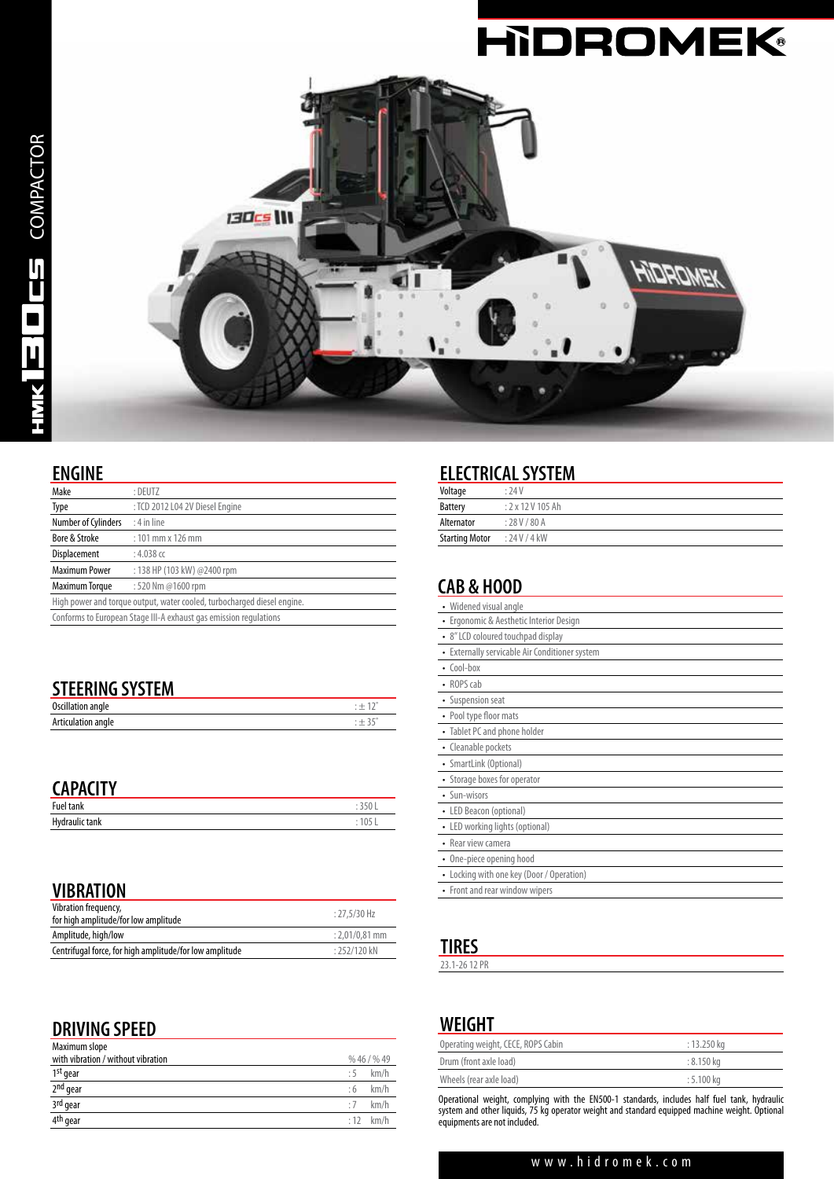# HİDROMEK

HMK 130CS COMPACTOR

## ENGINE

| | |
|---|---|
| Make | : DEUTZ |
| Type | : TCD 2012 L04 2V Diesel Engine |
| Number of Cylinders | : 4 in line |
| Bore & Stroke | : 101 mm x 126 mm |
| Displacement | : 4.038 cc |
| Maximum Power | : 138 HP (103 kW) @2400 rpm |
| Maximum Torque | : 520 Nm @1600 rpm |

High power and torque output, water cooled, turbocharged diesel engine.

Conforms to European Stage III-A exhaust gas emission regulations

## STEERING SYSTEM

| | |
|---|---|
| Oscillation angle | : ± 12° |
| Articulation angle | : ± 35° |

## CAPACITY

| | |
|---|---|
| Fuel tank | : 350 L |
| Hydraulic tank | : 105 L |

## VIBRATION

| | |
|---|---|
| Vibration frequency, for high amplitude/for low amplitude | : 27,5/30 Hz |
| Amplitude, high/low | : 2,01/0,81 mm |
| Centrifugal force, for high amplitude/for low amplitude | : 252/120 kN |

## DRIVING SPEED

| | |
|---|---|
| Maximum slope with vibration / without vibration | % 46 / % 49 |
| 1st gear | : 5 km/h |
| 2nd gear | : 6 km/h |
| 3rd gear | : 7 km/h |
| 4th gear | : 12 km/h |

## ELECTRICAL SYSTEM

| | |
|---|---|
| Voltage | : 24 V |
| Battery | : 2 x 12 V 105 Ah |
| Alternator | : 28 V / 80 A |
| Starting Motor | : 24 V / 4 kW |

## CAB & HOOD

- Widened visual angle
- Ergonomic & Aesthetic Interior Design
- 8" LCD coloured touchpad display
- Externally servicable Air Conditioner system
- Cool-box
- ROPS cab
- Suspension seat
- Pool type floor mats
- Tablet PC and phone holder
- Cleanable pockets
- SmartLink (Optional)
- Storage boxes for operator
- Sun-wisors
- LED Beacon (optional)
- LED working lights (optional)
- Rear view camera
- One-piece opening hood
- Locking with one key (Door / Operation)
- Front and rear window wipers

## TIRES

23.1-26 12 PR

## WEIGHT

| | |
|---|---|
| Operating weight, CECE, ROPS Cabin | : 13.250 kg |
| Drum (front axle load) | : 8.150 kg |
| Wheels (rear axle load) | : 5.100 kg |

Operational weight, complying with the EN500-1 standards, includes half fuel tank, hydraulic system and other liquids, 75 kg operator weight and standard equipped machine weight. Optional equipments are not included.

www.hidromek.com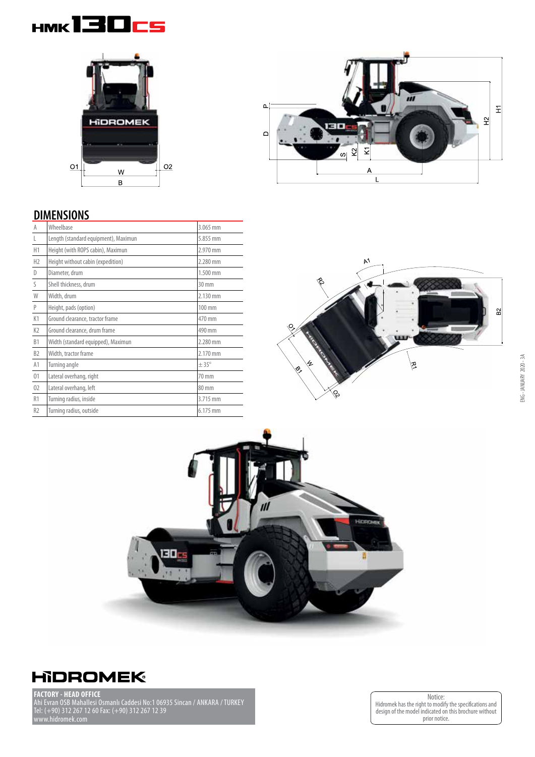# HMK 130 CS

## DIMENSIONS

| | | |
|---|---|---|
| A | Wheelbase | 3.065 mm |
| L | Length (standard equipment), Maximun | 5.855 mm |
| H1 | Height (with ROPS cabin), Maximun | 2.970 mm |
| H2 | Height without cabin (expedition) | 2.280 mm |
| D | Diameter, drum | 1.500 mm |
| S | Shell thickness, drum | 30 mm |
| W | Width, drum | 2.130 mm |
| P | Height, pads (option) | 100 mm |
| K1 | Ground clearance, tractor frame | 470 mm |
| K2 | Ground clearance, drum frame | 490 mm |
| B1 | Width (standard equipped), Maximun | 2.280 mm |
| B2 | Width, tractor frame | 2.170 mm |
| A1 | Turning angle | ± 35° |
| O1 | Lateral overhang, right | 70 mm |
| O2 | Lateral overhang, left | 80 mm |
| R1 | Turning radius, inside | 3.715 mm |
| R2 | Turning radius, outside | 6.175 mm |

ENG - JANUARY 2020 - 3A

**HİDROMEK**

**FACTORY - HEAD OFFICE**
Ahi Evran OSB Mahallesi Osmanlı Caddesi No:1 06935 Sincan / ANKARA / TURKEY
Tel: (+90) 312 267 12 60 Fax: (+90) 312 267 12 39
www.hidromek.com

Notice:
Hidromek has the right to modify the specifications and design of the model indicated on this brochure without prior notice.